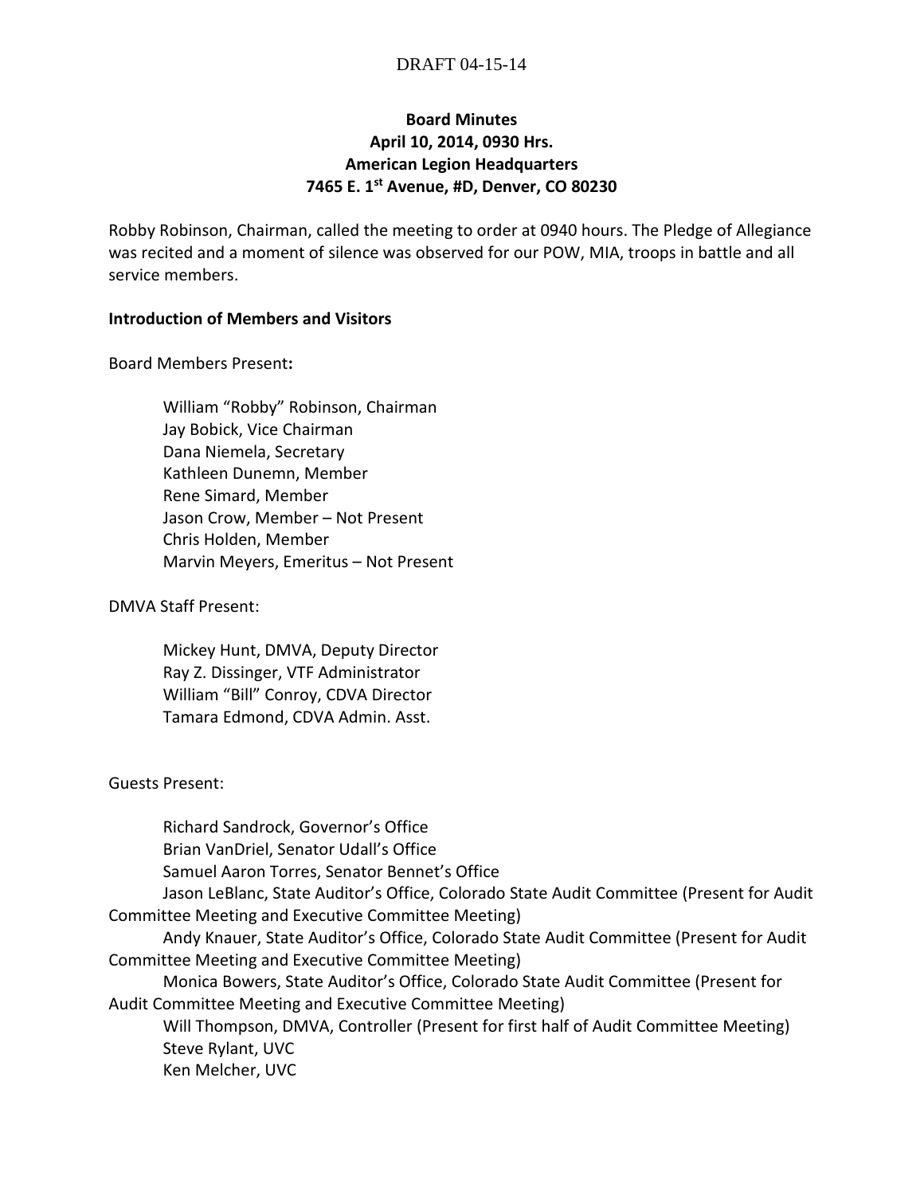DRAFT 04-15-14

**Board Minutes**
**April 10, 2014, 0930 Hrs.**
**American Legion Headquarters**
**7465 E. 1st Avenue, #D, Denver, CO 80230**

Robby Robinson, Chairman, called the meeting to order at 0940 hours. The Pledge of Allegiance was recited and a moment of silence was observed for our POW, MIA, troops in battle and all service members.

**Introduction of Members and Visitors**

Board Members Present**:**

William "Robby" Robinson, Chairman
Jay Bobick, Vice Chairman
Dana Niemela, Secretary
Kathleen Dunemn, Member
Rene Simard, Member
Jason Crow, Member – Not Present
Chris Holden, Member
Marvin Meyers, Emeritus – Not Present

DMVA Staff Present:

Mickey Hunt, DMVA, Deputy Director
Ray Z. Dissinger, VTF Administrator
William "Bill" Conroy, CDVA Director
Tamara Edmond, CDVA Admin. Asst.

Guests Present:

Richard Sandrock, Governor's Office
Brian VanDriel, Senator Udall's Office
Samuel Aaron Torres, Senator Bennet's Office
Jason LeBlanc, State Auditor's Office, Colorado State Audit Committee (Present for Audit Committee Meeting and Executive Committee Meeting)
Andy Knauer, State Auditor's Office, Colorado State Audit Committee (Present for Audit Committee Meeting and Executive Committee Meeting)
Monica Bowers, State Auditor's Office, Colorado State Audit Committee (Present for Audit Committee Meeting and Executive Committee Meeting)
Will Thompson, DMVA, Controller (Present for first half of Audit Committee Meeting)
Steve Rylant, UVC
Ken Melcher, UVC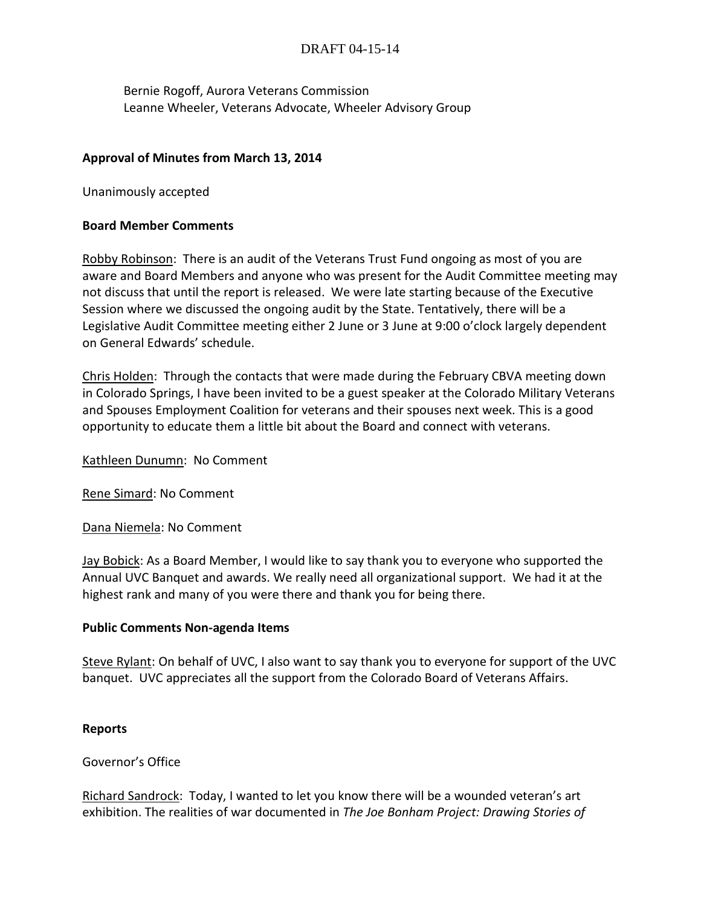Bernie Rogoff, Aurora Veterans Commission
Leanne Wheeler, Veterans Advocate, Wheeler Advisory Group

**Approval of Minutes from March 13, 2014**

Unanimously accepted

**Board Member Comments**

Robby Robinson: There is an audit of the Veterans Trust Fund ongoing as most of you are aware and Board Members and anyone who was present for the Audit Committee meeting may not discuss that until the report is released. We were late starting because of the Executive Session where we discussed the ongoing audit by the State. Tentatively, there will be a Legislative Audit Committee meeting either 2 June or 3 June at 9:00 o'clock largely dependent on General Edwards' schedule.

Chris Holden: Through the contacts that were made during the February CBVA meeting down in Colorado Springs, I have been invited to be a guest speaker at the Colorado Military Veterans and Spouses Employment Coalition for veterans and their spouses next week. This is a good opportunity to educate them a little bit about the Board and connect with veterans.

Kathleen Dunumn: No Comment

Rene Simard: No Comment

Dana Niemela: No Comment

Jay Bobick: As a Board Member, I would like to say thank you to everyone who supported the Annual UVC Banquet and awards. We really need all organizational support. We had it at the highest rank and many of you were there and thank you for being there.

**Public Comments Non-agenda Items**

Steve Rylant: On behalf of UVC, I also want to say thank you to everyone for support of the UVC banquet. UVC appreciates all the support from the Colorado Board of Veterans Affairs.

**Reports**

Governor's Office

Richard Sandrock: Today, I wanted to let you know there will be a wounded veteran's art exhibition. The realities of war documented in *The Joe Bonham Project: Drawing Stories of*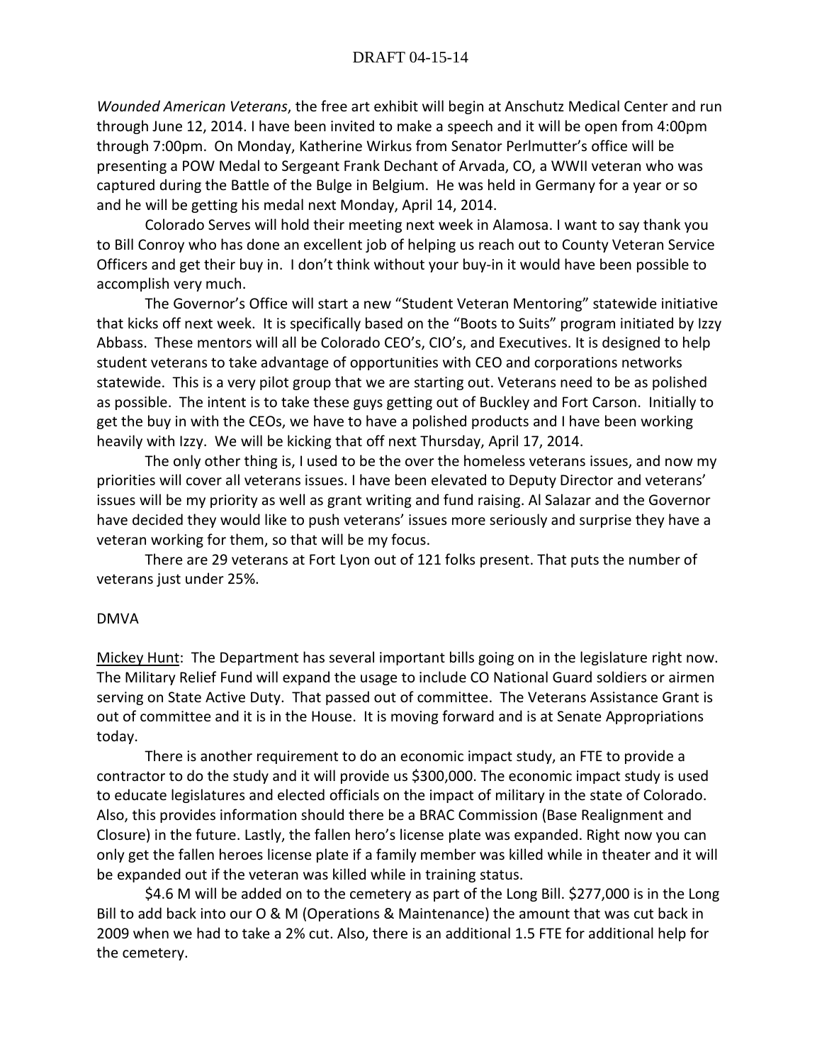*Wounded American Veterans*, the free art exhibit will begin at Anschutz Medical Center and run through June 12, 2014. I have been invited to make a speech and it will be open from 4:00pm through 7:00pm. On Monday, Katherine Wirkus from Senator Perlmutter's office will be presenting a POW Medal to Sergeant Frank Dechant of Arvada, CO, a WWII veteran who was captured during the Battle of the Bulge in Belgium. He was held in Germany for a year or so and he will be getting his medal next Monday, April 14, 2014.

Colorado Serves will hold their meeting next week in Alamosa. I want to say thank you to Bill Conroy who has done an excellent job of helping us reach out to County Veteran Service Officers and get their buy in. I don't think without your buy-in it would have been possible to accomplish very much.

The Governor's Office will start a new "Student Veteran Mentoring" statewide initiative that kicks off next week. It is specifically based on the "Boots to Suits" program initiated by Izzy Abbass. These mentors will all be Colorado CEO's, CIO's, and Executives. It is designed to help student veterans to take advantage of opportunities with CEO and corporations networks statewide. This is a very pilot group that we are starting out. Veterans need to be as polished as possible. The intent is to take these guys getting out of Buckley and Fort Carson. Initially to get the buy in with the CEOs, we have to have a polished products and I have been working heavily with Izzy. We will be kicking that off next Thursday, April 17, 2014.

The only other thing is, I used to be the over the homeless veterans issues, and now my priorities will cover all veterans issues. I have been elevated to Deputy Director and veterans' issues will be my priority as well as grant writing and fund raising. Al Salazar and the Governor have decided they would like to push veterans' issues more seriously and surprise they have a veteran working for them, so that will be my focus.

There are 29 veterans at Fort Lyon out of 121 folks present. That puts the number of veterans just under 25%.

DMVA

<u>Mickey Hunt</u>: The Department has several important bills going on in the legislature right now. The Military Relief Fund will expand the usage to include CO National Guard soldiers or airmen serving on State Active Duty. That passed out of committee. The Veterans Assistance Grant is out of committee and it is in the House. It is moving forward and is at Senate Appropriations today.

There is another requirement to do an economic impact study, an FTE to provide a contractor to do the study and it will provide us $300,000. The economic impact study is used to educate legislatures and elected officials on the impact of military in the state of Colorado. Also, this provides information should there be a BRAC Commission (Base Realignment and Closure) in the future. Lastly, the fallen hero's license plate was expanded. Right now you can only get the fallen heroes license plate if a family member was killed while in theater and it will be expanded out if the veteran was killed while in training status.

$4.6 M will be added on to the cemetery as part of the Long Bill. $277,000 is in the Long Bill to add back into our O & M (Operations & Maintenance) the amount that was cut back in 2009 when we had to take a 2% cut. Also, there is an additional 1.5 FTE for additional help for the cemetery.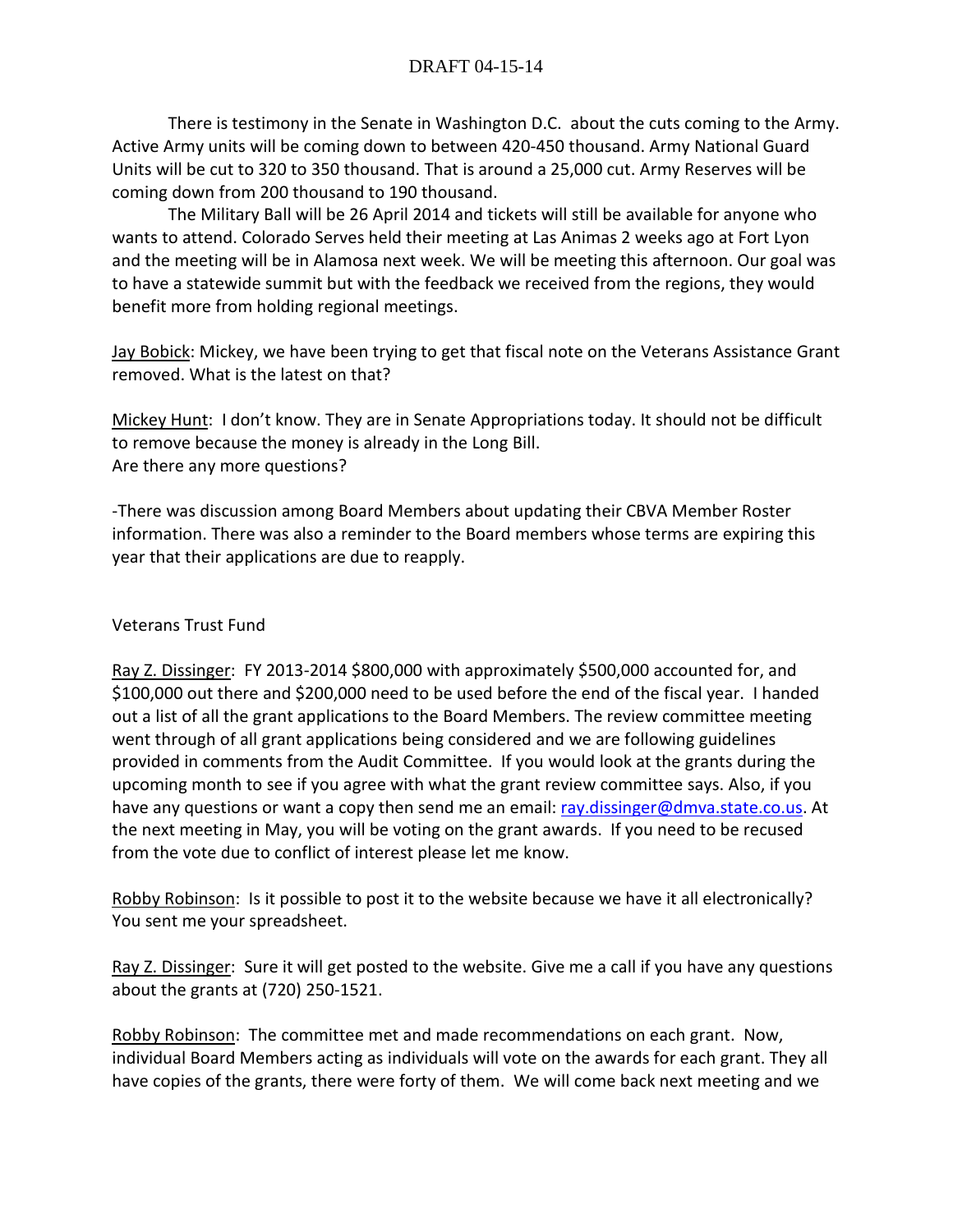There is testimony in the Senate in Washington D.C. about the cuts coming to the Army. Active Army units will be coming down to between 420-450 thousand. Army National Guard Units will be cut to 320 to 350 thousand. That is around a 25,000 cut. Army Reserves will be coming down from 200 thousand to 190 thousand.

The Military Ball will be 26 April 2014 and tickets will still be available for anyone who wants to attend. Colorado Serves held their meeting at Las Animas 2 weeks ago at Fort Lyon and the meeting will be in Alamosa next week. We will be meeting this afternoon. Our goal was to have a statewide summit but with the feedback we received from the regions, they would benefit more from holding regional meetings.

Jay Bobick: Mickey, we have been trying to get that fiscal note on the Veterans Assistance Grant removed. What is the latest on that?

Mickey Hunt: I don't know. They are in Senate Appropriations today. It should not be difficult to remove because the money is already in the Long Bill.
Are there any more questions?

-There was discussion among Board Members about updating their CBVA Member Roster information. There was also a reminder to the Board members whose terms are expiring this year that their applications are due to reapply.

Veterans Trust Fund

Ray Z. Dissinger: FY 2013-2014 $800,000 with approximately $500,000 accounted for, and $100,000 out there and $200,000 need to be used before the end of the fiscal year. I handed out a list of all the grant applications to the Board Members. The review committee meeting went through of all grant applications being considered and we are following guidelines provided in comments from the Audit Committee. If you would look at the grants during the upcoming month to see if you agree with what the grant review committee says. Also, if you have any questions or want a copy then send me an email: ray.dissinger@dmva.state.co.us. At the next meeting in May, you will be voting on the grant awards. If you need to be recused from the vote due to conflict of interest please let me know.

Robby Robinson: Is it possible to post it to the website because we have it all electronically? You sent me your spreadsheet.

Ray Z. Dissinger: Sure it will get posted to the website. Give me a call if you have any questions about the grants at (720) 250-1521.

Robby Robinson: The committee met and made recommendations on each grant. Now, individual Board Members acting as individuals will vote on the awards for each grant. They all have copies of the grants, there were forty of them. We will come back next meeting and we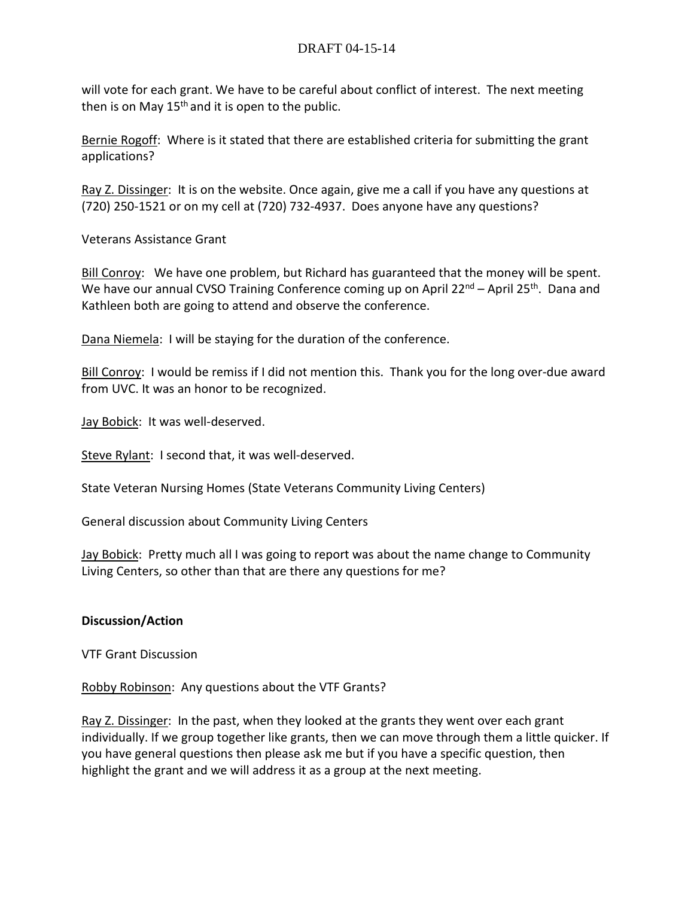will vote for each grant. We have to be careful about conflict of interest. The next meeting then is on May 15th and it is open to the public.

Bernie Rogoff: Where is it stated that there are established criteria for submitting the grant applications?

Ray Z. Dissinger: It is on the website. Once again, give me a call if you have any questions at (720) 250-1521 or on my cell at (720) 732-4937. Does anyone have any questions?

Veterans Assistance Grant

Bill Conroy: We have one problem, but Richard has guaranteed that the money will be spent. We have our annual CVSO Training Conference coming up on April 22nd – April 25th. Dana and Kathleen both are going to attend and observe the conference.

Dana Niemela: I will be staying for the duration of the conference.

Bill Conroy: I would be remiss if I did not mention this. Thank you for the long over-due award from UVC. It was an honor to be recognized.

Jay Bobick: It was well-deserved.

Steve Rylant: I second that, it was well-deserved.

State Veteran Nursing Homes (State Veterans Community Living Centers)

General discussion about Community Living Centers

Jay Bobick: Pretty much all I was going to report was about the name change to Community Living Centers, so other than that are there any questions for me?

**Discussion/Action**

VTF Grant Discussion

Robby Robinson: Any questions about the VTF Grants?

Ray Z. Dissinger: In the past, when they looked at the grants they went over each grant individually. If we group together like grants, then we can move through them a little quicker. If you have general questions then please ask me but if you have a specific question, then highlight the grant and we will address it as a group at the next meeting.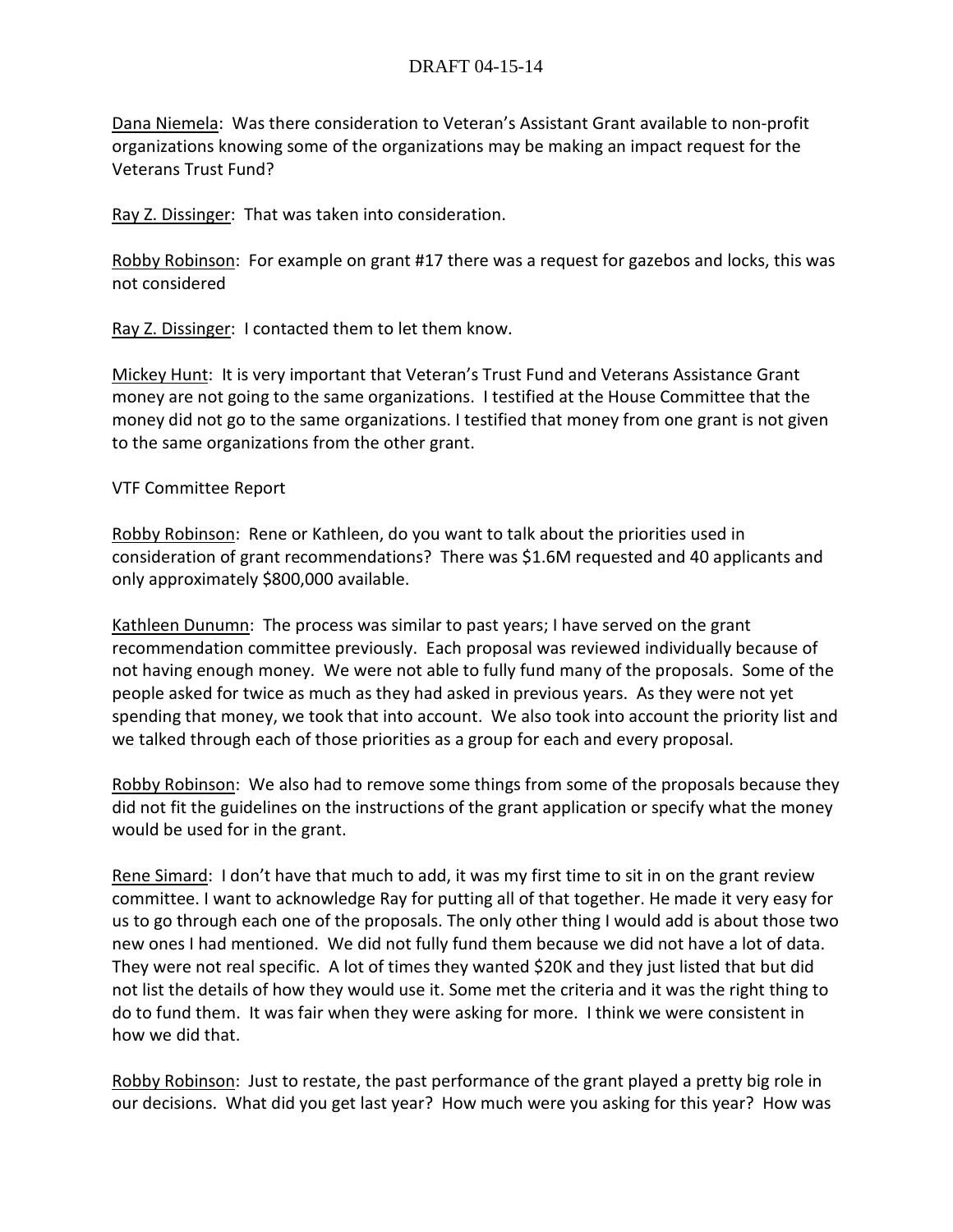Dana Niemela: Was there consideration to Veteran's Assistant Grant available to non-profit organizations knowing some of the organizations may be making an impact request for the Veterans Trust Fund?

Ray Z. Dissinger: That was taken into consideration.

Robby Robinson: For example on grant #17 there was a request for gazebos and locks, this was not considered

Ray Z. Dissinger: I contacted them to let them know.

Mickey Hunt: It is very important that Veteran's Trust Fund and Veterans Assistance Grant money are not going to the same organizations. I testified at the House Committee that the money did not go to the same organizations. I testified that money from one grant is not given to the same organizations from the other grant.

VTF Committee Report

Robby Robinson: Rene or Kathleen, do you want to talk about the priorities used in consideration of grant recommendations? There was $1.6M requested and 40 applicants and only approximately $800,000 available.

Kathleen Dunumn: The process was similar to past years; I have served on the grant recommendation committee previously. Each proposal was reviewed individually because of not having enough money. We were not able to fully fund many of the proposals. Some of the people asked for twice as much as they had asked in previous years. As they were not yet spending that money, we took that into account. We also took into account the priority list and we talked through each of those priorities as a group for each and every proposal.

Robby Robinson: We also had to remove some things from some of the proposals because they did not fit the guidelines on the instructions of the grant application or specify what the money would be used for in the grant.

Rene Simard: I don't have that much to add, it was my first time to sit in on the grant review committee. I want to acknowledge Ray for putting all of that together. He made it very easy for us to go through each one of the proposals. The only other thing I would add is about those two new ones I had mentioned. We did not fully fund them because we did not have a lot of data. They were not real specific. A lot of times they wanted $20K and they just listed that but did not list the details of how they would use it. Some met the criteria and it was the right thing to do to fund them. It was fair when they were asking for more. I think we were consistent in how we did that.

Robby Robinson: Just to restate, the past performance of the grant played a pretty big role in our decisions. What did you get last year? How much were you asking for this year? How was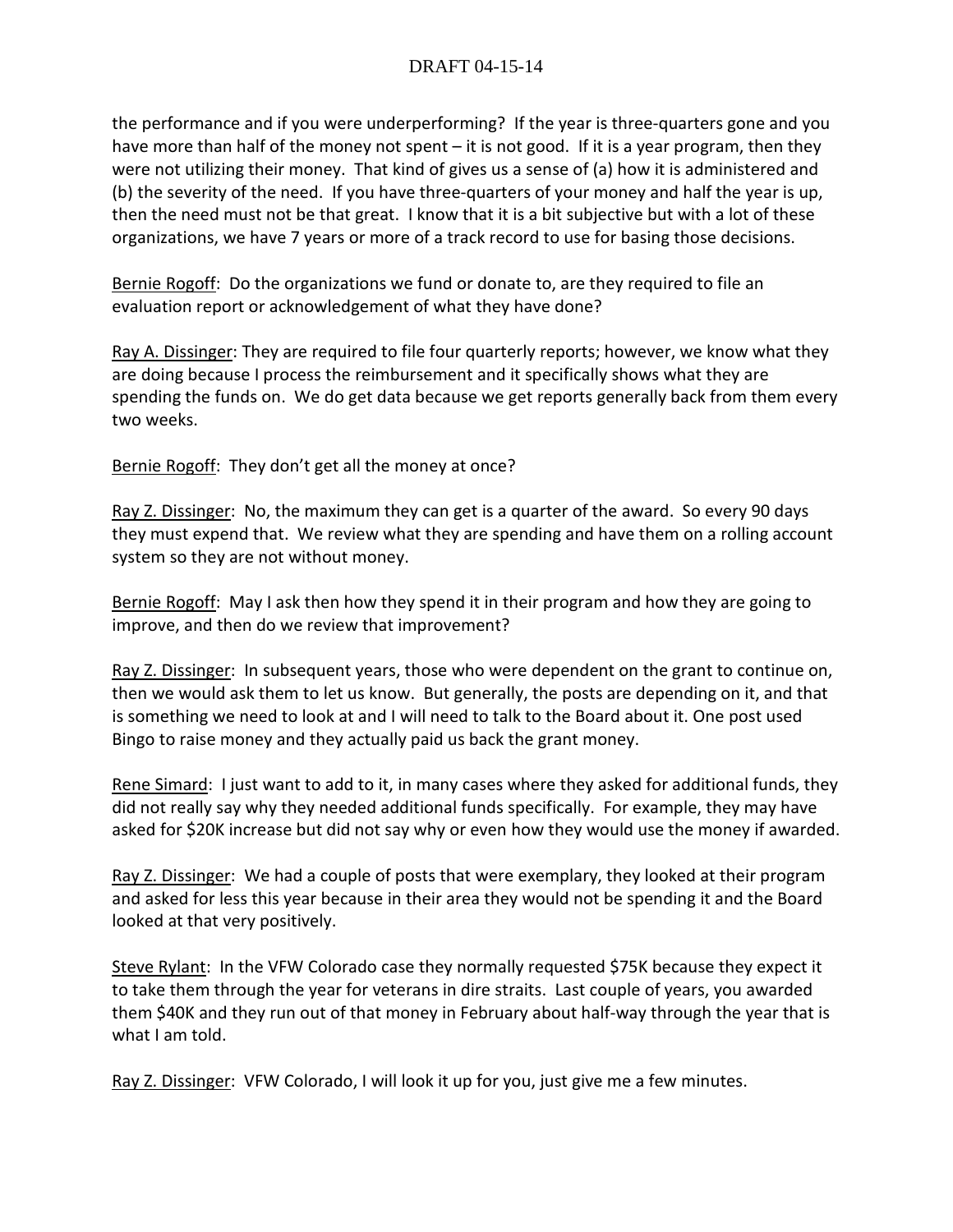the performance and if you were underperforming? If the year is three-quarters gone and you have more than half of the money not spent – it is not good. If it is a year program, then they were not utilizing their money. That kind of gives us a sense of (a) how it is administered and (b) the severity of the need. If you have three-quarters of your money and half the year is up, then the need must not be that great. I know that it is a bit subjective but with a lot of these organizations, we have 7 years or more of a track record to use for basing those decisions.

Bernie Rogoff: Do the organizations we fund or donate to, are they required to file an evaluation report or acknowledgement of what they have done?

Ray A. Dissinger: They are required to file four quarterly reports; however, we know what they are doing because I process the reimbursement and it specifically shows what they are spending the funds on. We do get data because we get reports generally back from them every two weeks.

Bernie Rogoff: They don't get all the money at once?

Ray Z. Dissinger: No, the maximum they can get is a quarter of the award. So every 90 days they must expend that. We review what they are spending and have them on a rolling account system so they are not without money.

Bernie Rogoff: May I ask then how they spend it in their program and how they are going to improve, and then do we review that improvement?

Ray Z. Dissinger: In subsequent years, those who were dependent on the grant to continue on, then we would ask them to let us know. But generally, the posts are depending on it, and that is something we need to look at and I will need to talk to the Board about it. One post used Bingo to raise money and they actually paid us back the grant money.

Rene Simard: I just want to add to it, in many cases where they asked for additional funds, they did not really say why they needed additional funds specifically. For example, they may have asked for $20K increase but did not say why or even how they would use the money if awarded.

Ray Z. Dissinger: We had a couple of posts that were exemplary, they looked at their program and asked for less this year because in their area they would not be spending it and the Board looked at that very positively.

Steve Rylant: In the VFW Colorado case they normally requested $75K because they expect it to take them through the year for veterans in dire straits. Last couple of years, you awarded them $40K and they run out of that money in February about half-way through the year that is what I am told.

Ray Z. Dissinger: VFW Colorado, I will look it up for you, just give me a few minutes.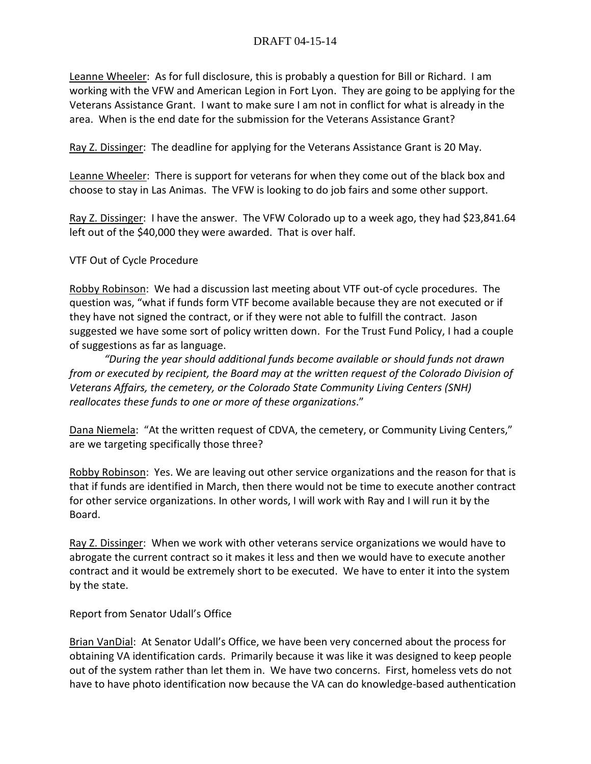<u>Leanne Wheeler</u>: As for full disclosure, this is probably a question for Bill or Richard. I am working with the VFW and American Legion in Fort Lyon. They are going to be applying for the Veterans Assistance Grant. I want to make sure I am not in conflict for what is already in the area. When is the end date for the submission for the Veterans Assistance Grant?

<u>Ray Z. Dissinger</u>: The deadline for applying for the Veterans Assistance Grant is 20 May.

<u>Leanne Wheeler</u>: There is support for veterans for when they come out of the black box and choose to stay in Las Animas. The VFW is looking to do job fairs and some other support.

<u>Ray Z. Dissinger</u>: I have the answer. The VFW Colorado up to a week ago, they had $23,841.64 left out of the $40,000 they were awarded. That is over half.

VTF Out of Cycle Procedure

<u>Robby Robinson</u>: We had a discussion last meeting about VTF out-of cycle procedures. The question was, "what if funds form VTF become available because they are not executed or if they have not signed the contract, or if they were not able to fulfill the contract. Jason suggested we have some sort of policy written down. For the Trust Fund Policy, I had a couple of suggestions as far as language.

*"During the year should additional funds become available or should funds not drawn from or executed by recipient, the Board may at the written request of the Colorado Division of Veterans Affairs, the cemetery, or the Colorado State Community Living Centers (SNH) reallocates these funds to one or more of these organizations*."

<u>Dana Niemela</u>: "At the written request of CDVA, the cemetery, or Community Living Centers," are we targeting specifically those three?

<u>Robby Robinson</u>: Yes. We are leaving out other service organizations and the reason for that is that if funds are identified in March, then there would not be time to execute another contract for other service organizations. In other words, I will work with Ray and I will run it by the Board.

<u>Ray Z. Dissinger</u>: When we work with other veterans service organizations we would have to abrogate the current contract so it makes it less and then we would have to execute another contract and it would be extremely short to be executed. We have to enter it into the system by the state.

Report from Senator Udall's Office

<u>Brian VanDial</u>: At Senator Udall's Office, we have been very concerned about the process for obtaining VA identification cards. Primarily because it was like it was designed to keep people out of the system rather than let them in. We have two concerns. First, homeless vets do not have to have photo identification now because the VA can do knowledge-based authentication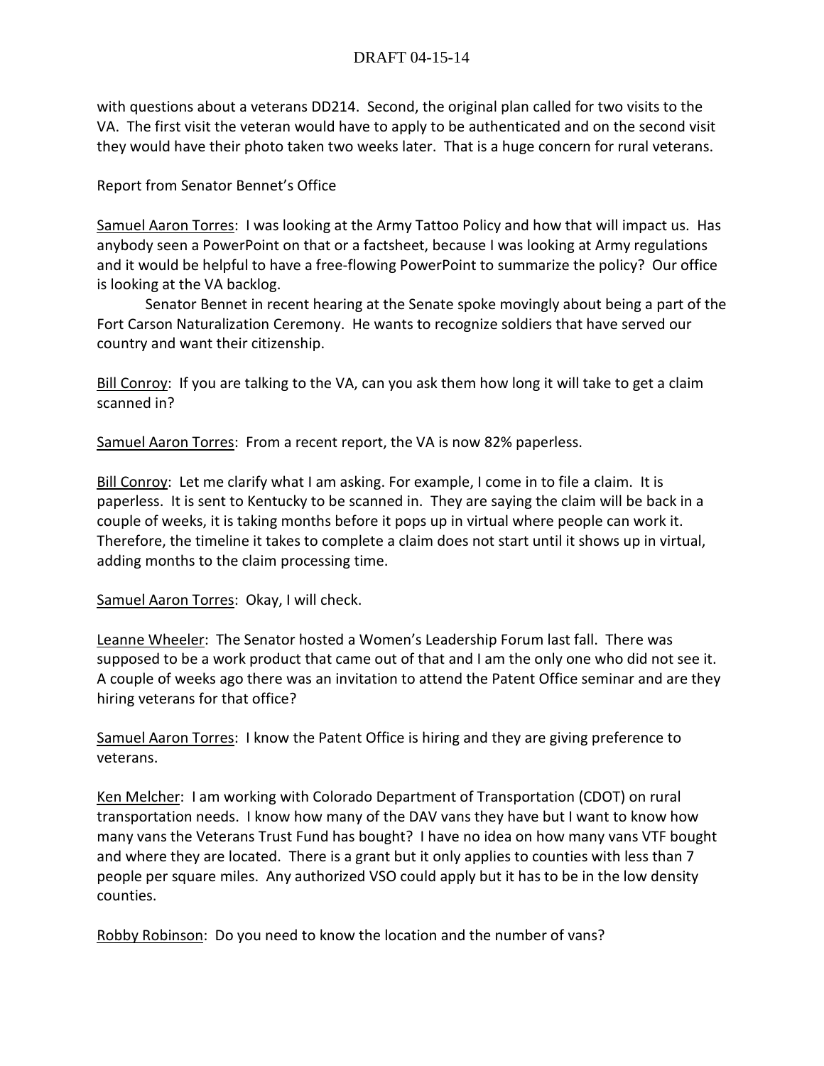with questions about a veterans DD214. Second, the original plan called for two visits to the VA. The first visit the veteran would have to apply to be authenticated and on the second visit they would have their photo taken two weeks later. That is a huge concern for rural veterans.

Report from Senator Bennet's Office

Samuel Aaron Torres: I was looking at the Army Tattoo Policy and how that will impact us. Has anybody seen a PowerPoint on that or a factsheet, because I was looking at Army regulations and it would be helpful to have a free-flowing PowerPoint to summarize the policy? Our office is looking at the VA backlog.

Senator Bennet in recent hearing at the Senate spoke movingly about being a part of the Fort Carson Naturalization Ceremony. He wants to recognize soldiers that have served our country and want their citizenship.

Bill Conroy: If you are talking to the VA, can you ask them how long it will take to get a claim scanned in?

Samuel Aaron Torres: From a recent report, the VA is now 82% paperless.

Bill Conroy: Let me clarify what I am asking. For example, I come in to file a claim. It is paperless. It is sent to Kentucky to be scanned in. They are saying the claim will be back in a couple of weeks, it is taking months before it pops up in virtual where people can work it. Therefore, the timeline it takes to complete a claim does not start until it shows up in virtual, adding months to the claim processing time.

Samuel Aaron Torres: Okay, I will check.

Leanne Wheeler: The Senator hosted a Women's Leadership Forum last fall. There was supposed to be a work product that came out of that and I am the only one who did not see it. A couple of weeks ago there was an invitation to attend the Patent Office seminar and are they hiring veterans for that office?

Samuel Aaron Torres: I know the Patent Office is hiring and they are giving preference to veterans.

Ken Melcher: I am working with Colorado Department of Transportation (CDOT) on rural transportation needs. I know how many of the DAV vans they have but I want to know how many vans the Veterans Trust Fund has bought? I have no idea on how many vans VTF bought and where they are located. There is a grant but it only applies to counties with less than 7 people per square miles. Any authorized VSO could apply but it has to be in the low density counties.

Robby Robinson: Do you need to know the location and the number of vans?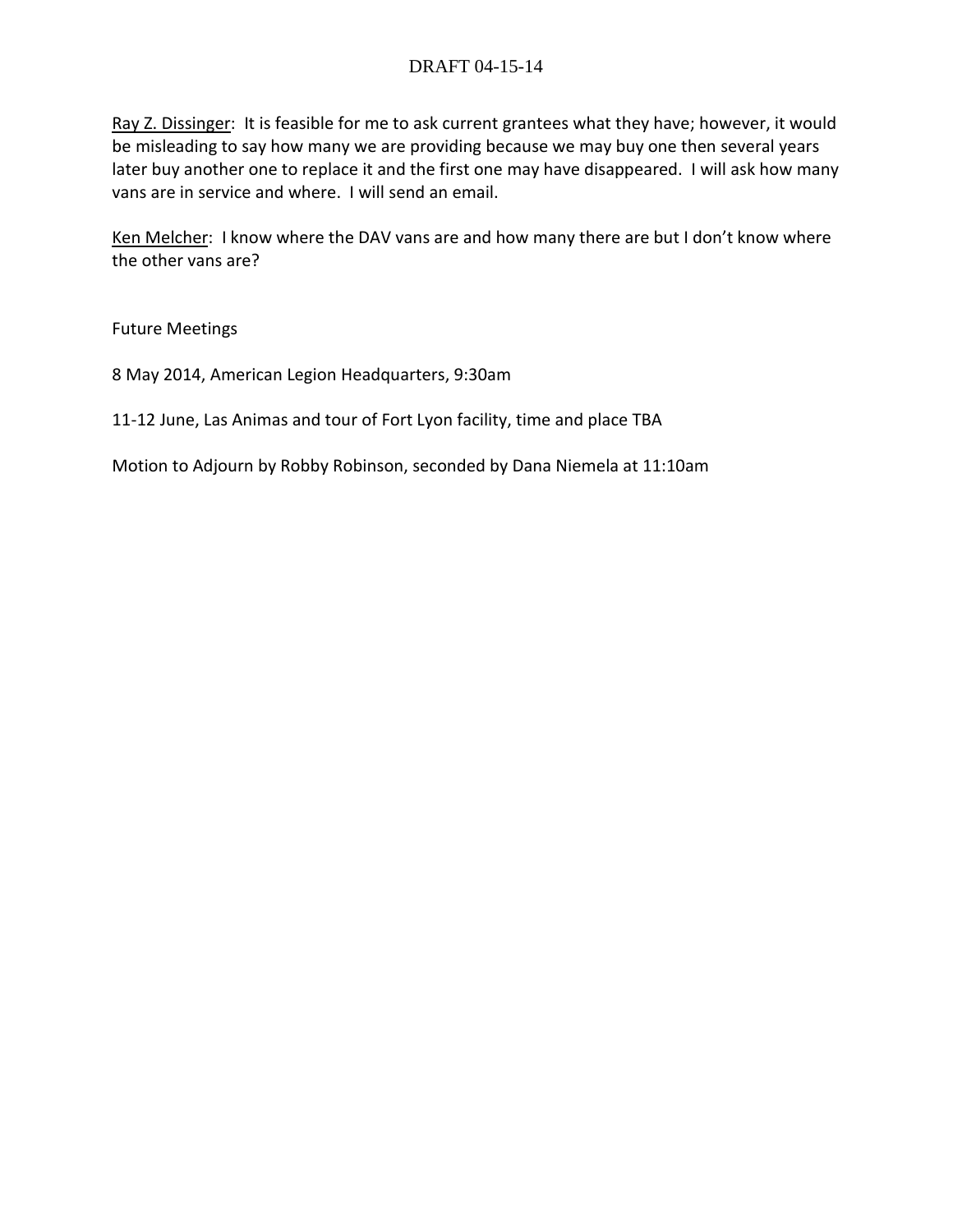Ray Z. Dissinger: It is feasible for me to ask current grantees what they have; however, it would be misleading to say how many we are providing because we may buy one then several years later buy another one to replace it and the first one may have disappeared. I will ask how many vans are in service and where. I will send an email.

Ken Melcher: I know where the DAV vans are and how many there are but I don't know where the other vans are?

Future Meetings

8 May 2014, American Legion Headquarters, 9:30am

11-12 June, Las Animas and tour of Fort Lyon facility, time and place TBA

Motion to Adjourn by Robby Robinson, seconded by Dana Niemela at 11:10am